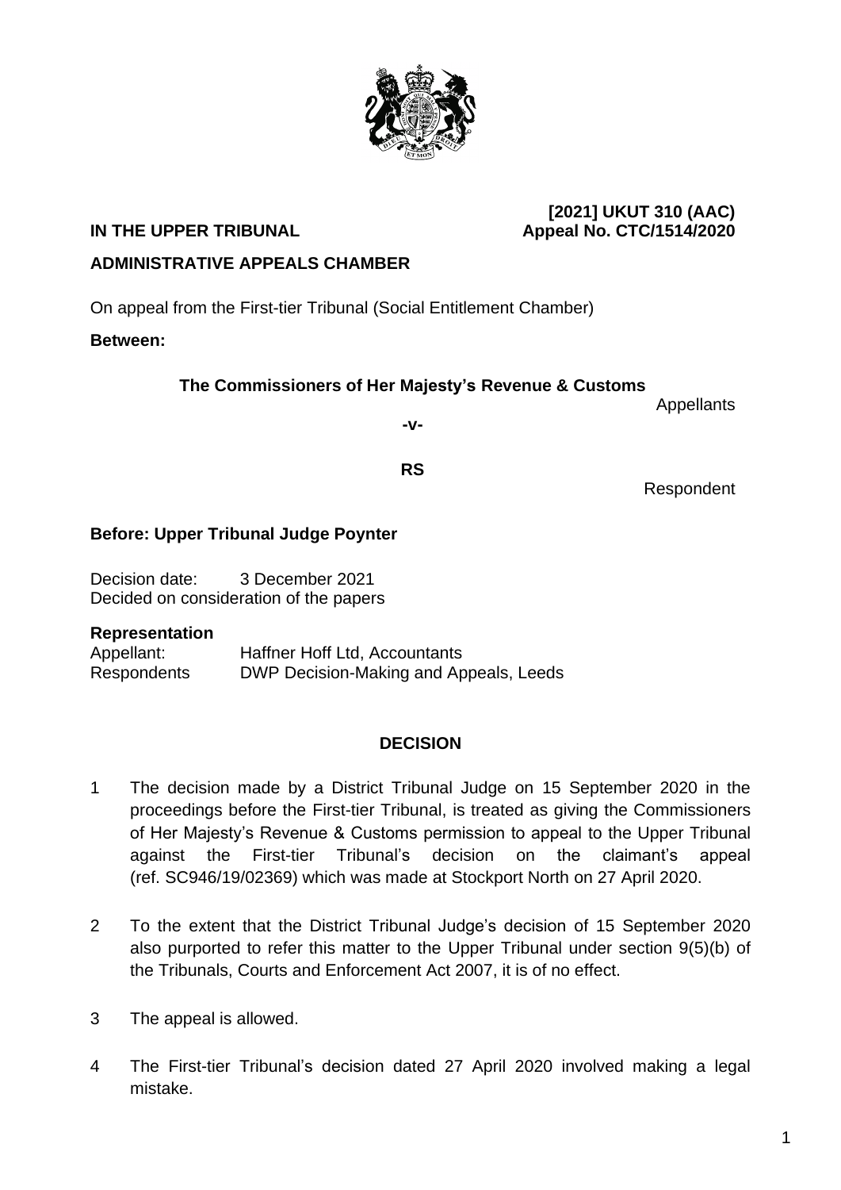**[2021] UKUT 310 (AAC)**

**IN THE UPPER TRIBUNAL** **Appeal No. CTC/1514/2020**

**ADMINISTRATIVE APPEALS CHAMBER**

On appeal from the First-tier Tribunal (Social Entitlement Chamber)

**Between:**

**The Commissioners of Her Majesty's Revenue & Customs**

Appellants

**-v-**

**RS**

Respondent

**Before: Upper Tribunal Judge Poynter**

Decision date: 3 December 2021
Decided on consideration of the papers

**Representation**

| | |
|---|---|
| Appellant: | Haffner Hoff Ltd, Accountants |
| Respondents | DWP Decision-Making and Appeals, Leeds |

## DECISION

1 The decision made by a District Tribunal Judge on 15 September 2020 in the proceedings before the First-tier Tribunal, is treated as giving the Commissioners of Her Majesty's Revenue & Customs permission to appeal to the Upper Tribunal against the First-tier Tribunal's decision on the claimant's appeal (ref. SC946/19/02369) which was made at Stockport North on 27 April 2020.

2 To the extent that the District Tribunal Judge's decision of 15 September 2020 also purported to refer this matter to the Upper Tribunal under section 9(5)(b) of the Tribunals, Courts and Enforcement Act 2007, it is of no effect.

3 The appeal is allowed.

4 The First-tier Tribunal's decision dated 27 April 2020 involved making a legal mistake.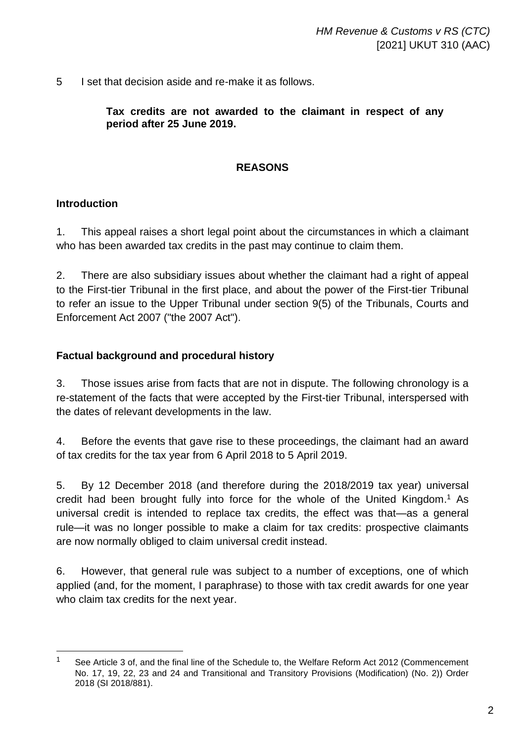5 I set that decision aside and re-make it as follows.

> **Tax credits are not awarded to the claimant in respect of any period after 25 June 2019.**

## REASONS

### Introduction

1. This appeal raises a short legal point about the circumstances in which a claimant who has been awarded tax credits in the past may continue to claim them.

2. There are also subsidiary issues about whether the claimant had a right of appeal to the First-tier Tribunal in the first place, and about the power of the First-tier Tribunal to refer an issue to the Upper Tribunal under section 9(5) of the Tribunals, Courts and Enforcement Act 2007 ("the 2007 Act").

### Factual background and procedural history

3. Those issues arise from facts that are not in dispute. The following chronology is a re-statement of the facts that were accepted by the First-tier Tribunal, interspersed with the dates of relevant developments in the law.

4. Before the events that gave rise to these proceedings, the claimant had an award of tax credits for the tax year from 6 April 2018 to 5 April 2019.

5. By 12 December 2018 (and therefore during the 2018/2019 tax year) universal credit had been brought fully into force for the whole of the United Kingdom.[1] As universal credit is intended to replace tax credits, the effect was that—as a general rule—it was no longer possible to make a claim for tax credits: prospective claimants are now normally obliged to claim universal credit instead.

6. However, that general rule was subject to a number of exceptions, one of which applied (and, for the moment, I paraphrase) to those with tax credit awards for one year who claim tax credits for the next year.

---

[1] See Article 3 of, and the final line of the Schedule to, the Welfare Reform Act 2012 (Commencement No. 17, 19, 22, 23 and 24 and Transitional and Transitory Provisions (Modification) (No. 2)) Order 2018 (SI 2018/881).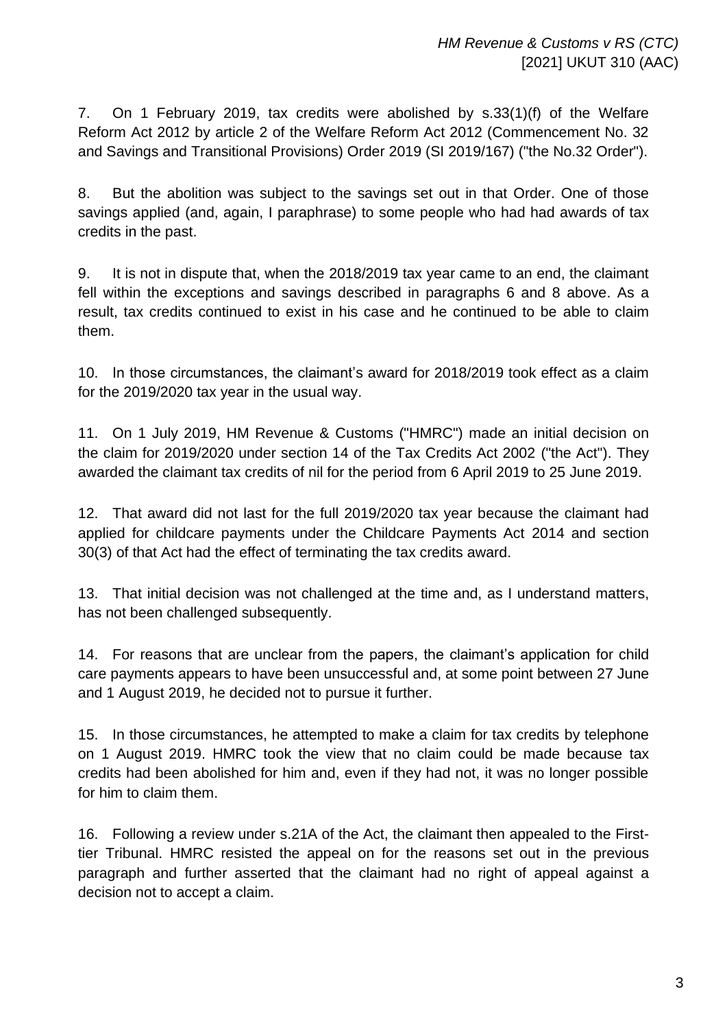7. On 1 February 2019, tax credits were abolished by s.33(1)(f) of the Welfare Reform Act 2012 by article 2 of the Welfare Reform Act 2012 (Commencement No. 32 and Savings and Transitional Provisions) Order 2019 (SI 2019/167) ("the No.32 Order").

8. But the abolition was subject to the savings set out in that Order. One of those savings applied (and, again, I paraphrase) to some people who had had awards of tax credits in the past.

9. It is not in dispute that, when the 2018/2019 tax year came to an end, the claimant fell within the exceptions and savings described in paragraphs 6 and 8 above. As a result, tax credits continued to exist in his case and he continued to be able to claim them.

10. In those circumstances, the claimant's award for 2018/2019 took effect as a claim for the 2019/2020 tax year in the usual way.

11. On 1 July 2019, HM Revenue & Customs ("HMRC") made an initial decision on the claim for 2019/2020 under section 14 of the Tax Credits Act 2002 ("the Act"). They awarded the claimant tax credits of nil for the period from 6 April 2019 to 25 June 2019.

12. That award did not last for the full 2019/2020 tax year because the claimant had applied for childcare payments under the Childcare Payments Act 2014 and section 30(3) of that Act had the effect of terminating the tax credits award.

13. That initial decision was not challenged at the time and, as I understand matters, has not been challenged subsequently.

14. For reasons that are unclear from the papers, the claimant's application for child care payments appears to have been unsuccessful and, at some point between 27 June and 1 August 2019, he decided not to pursue it further.

15. In those circumstances, he attempted to make a claim for tax credits by telephone on 1 August 2019. HMRC took the view that no claim could be made because tax credits had been abolished for him and, even if they had not, it was no longer possible for him to claim them.

16. Following a review under s.21A of the Act, the claimant then appealed to the First-tier Tribunal. HMRC resisted the appeal on for the reasons set out in the previous paragraph and further asserted that the claimant had no right of appeal against a decision not to accept a claim.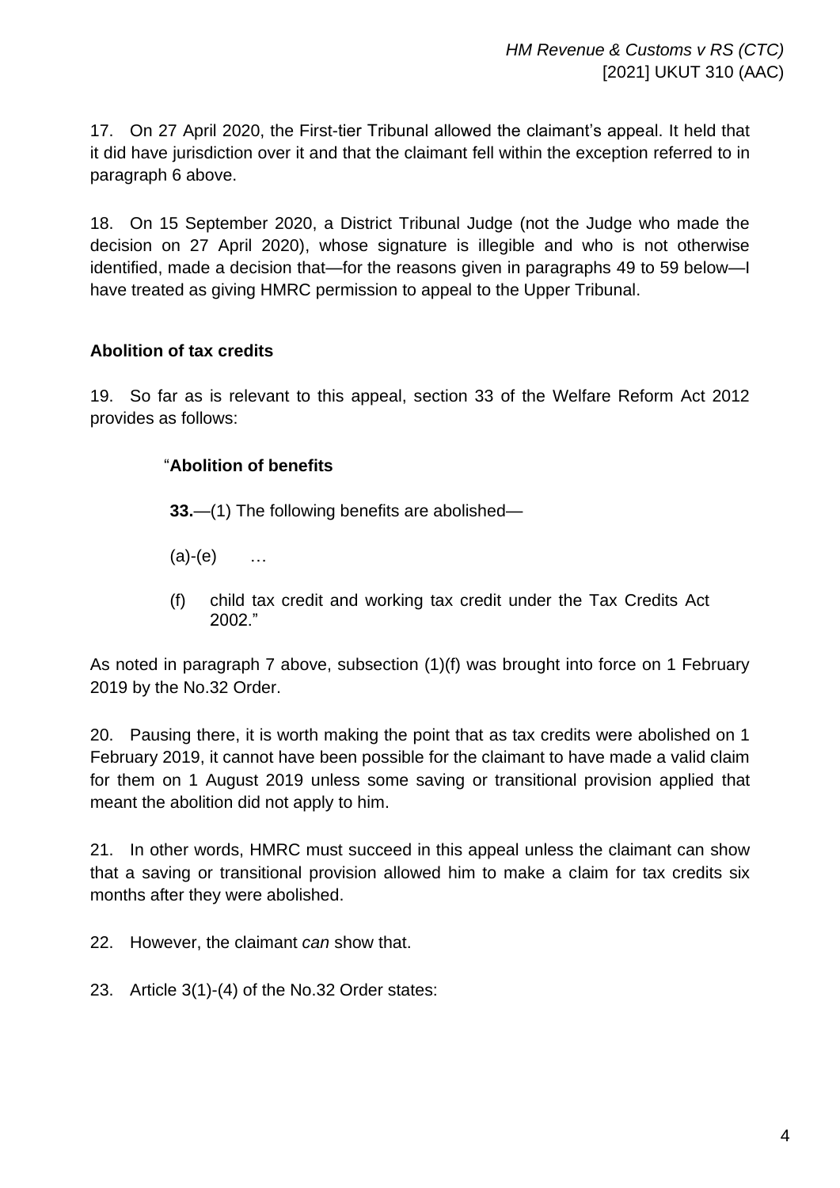17. On 27 April 2020, the First-tier Tribunal allowed the claimant's appeal. It held that it did have jurisdiction over it and that the claimant fell within the exception referred to in paragraph 6 above.

18. On 15 September 2020, a District Tribunal Judge (not the Judge who made the decision on 27 April 2020), whose signature is illegible and who is not otherwise identified, made a decision that—for the reasons given in paragraphs 49 to 59 below—I have treated as giving HMRC permission to appeal to the Upper Tribunal.

## Abolition of tax credits

19. So far as is relevant to this appeal, section 33 of the Welfare Reform Act 2012 provides as follows:

> "**Abolition of benefits**
>
> **33.**—(1) The following benefits are abolished—
>
> (a)-(e) …
>
> (f) child tax credit and working tax credit under the Tax Credits Act 2002."

As noted in paragraph 7 above, subsection (1)(f) was brought into force on 1 February 2019 by the No.32 Order.

20. Pausing there, it is worth making the point that as tax credits were abolished on 1 February 2019, it cannot have been possible for the claimant to have made a valid claim for them on 1 August 2019 unless some saving or transitional provision applied that meant the abolition did not apply to him.

21. In other words, HMRC must succeed in this appeal unless the claimant can show that a saving or transitional provision allowed him to make a claim for tax credits six months after they were abolished.

22. However, the claimant *can* show that.

23. Article 3(1)-(4) of the No.32 Order states: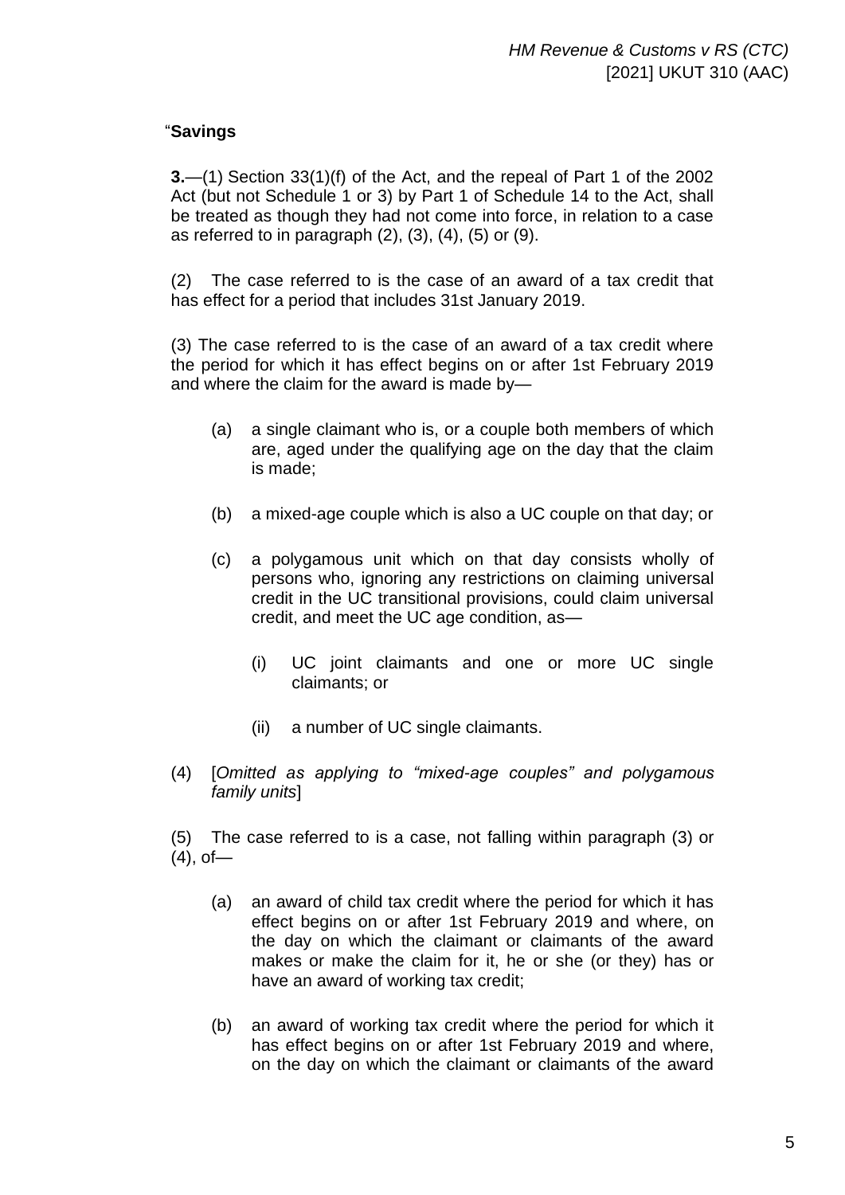"**Savings**

**3.**—(1) Section 33(1)(f) of the Act, and the repeal of Part 1 of the 2002 Act (but not Schedule 1 or 3) by Part 1 of Schedule 14 to the Act, shall be treated as though they had not come into force, in relation to a case as referred to in paragraph (2), (3), (4), (5) or (9).

(2) The case referred to is the case of an award of a tax credit that has effect for a period that includes 31st January 2019.

(3) The case referred to is the case of an award of a tax credit where the period for which it has effect begins on or after 1st February 2019 and where the claim for the award is made by—

- (a) a single claimant who is, or a couple both members of which are, aged under the qualifying age on the day that the claim is made;
- (b) a mixed-age couple which is also a UC couple on that day; or
- (c) a polygamous unit which on that day consists wholly of persons who, ignoring any restrictions on claiming universal credit in the UC transitional provisions, could claim universal credit, and meet the UC age condition, as—
  - (i) UC joint claimants and one or more UC single claimants; or
  - (ii) a number of UC single claimants.

(4) [*Omitted as applying to "mixed-age couples" and polygamous family units*]

(5) The case referred to is a case, not falling within paragraph (3) or (4), of—

- (a) an award of child tax credit where the period for which it has effect begins on or after 1st February 2019 and where, on the day on which the claimant or claimants of the award makes or make the claim for it, he or she (or they) has or have an award of working tax credit;
- (b) an award of working tax credit where the period for which it has effect begins on or after 1st February 2019 and where, on the day on which the claimant or claimants of the award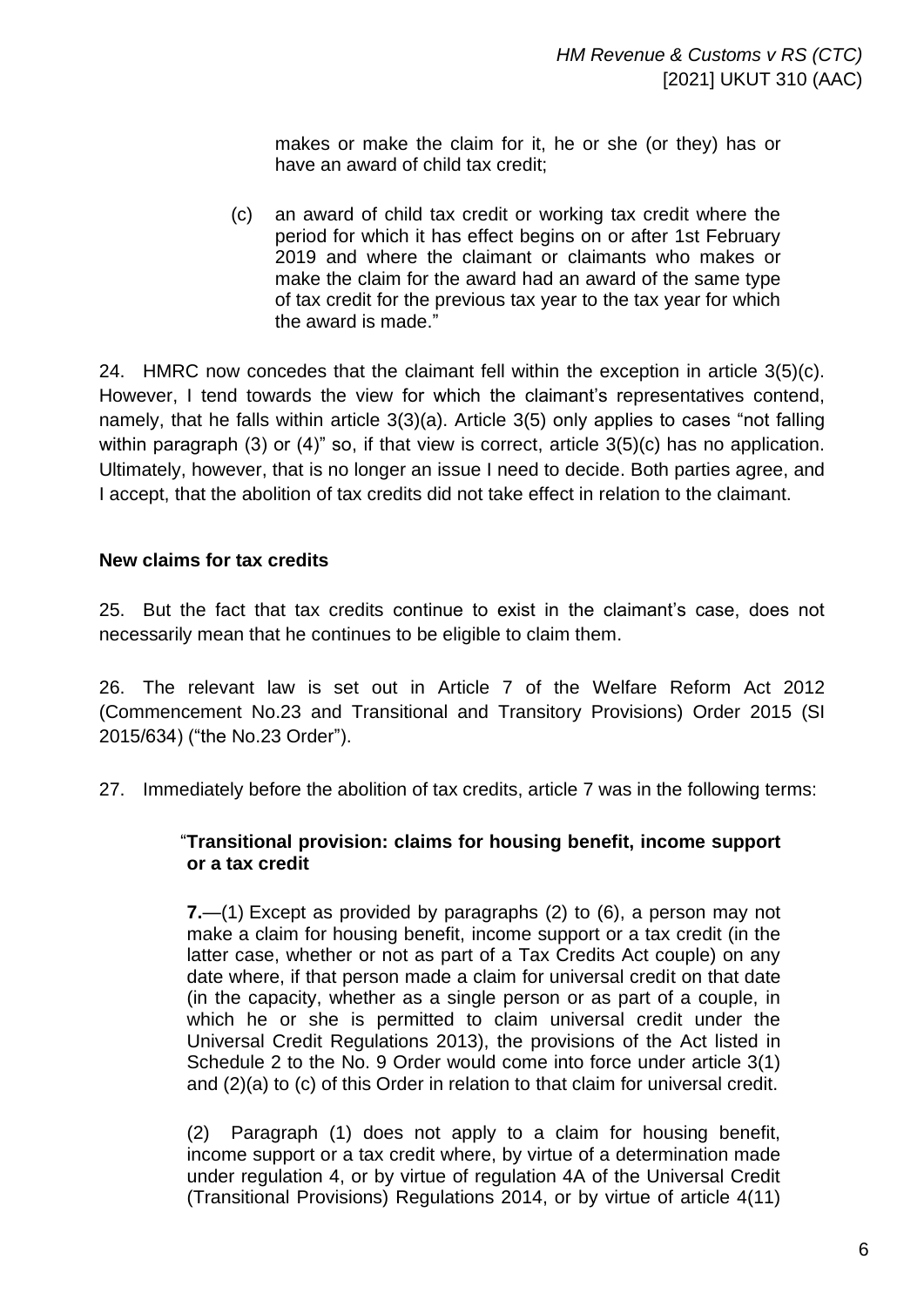makes or make the claim for it, he or she (or they) has or have an award of child tax credit;

(c) an award of child tax credit or working tax credit where the period for which it has effect begins on or after 1st February 2019 and where the claimant or claimants who makes or make the claim for the award had an award of the same type of tax credit for the previous tax year to the tax year for which the award is made."

24. HMRC now concedes that the claimant fell within the exception in article 3(5)(c). However, I tend towards the view for which the claimant's representatives contend, namely, that he falls within article 3(3)(a). Article 3(5) only applies to cases "not falling within paragraph (3) or (4)" so, if that view is correct, article 3(5)(c) has no application. Ultimately, however, that is no longer an issue I need to decide. Both parties agree, and I accept, that the abolition of tax credits did not take effect in relation to the claimant.

### New claims for tax credits

25. But the fact that tax credits continue to exist in the claimant's case, does not necessarily mean that he continues to be eligible to claim them.

26. The relevant law is set out in Article 7 of the Welfare Reform Act 2012 (Commencement No.23 and Transitional and Transitory Provisions) Order 2015 (SI 2015/634) ("the No.23 Order").

27. Immediately before the abolition of tax credits, article 7 was in the following terms:

> "**Transitional provision: claims for housing benefit, income support or a tax credit**
>
> **7.**—(1) Except as provided by paragraphs (2) to (6), a person may not make a claim for housing benefit, income support or a tax credit (in the latter case, whether or not as part of a Tax Credits Act couple) on any date where, if that person made a claim for universal credit on that date (in the capacity, whether as a single person or as part of a couple, in which he or she is permitted to claim universal credit under the Universal Credit Regulations 2013), the provisions of the Act listed in Schedule 2 to the No. 9 Order would come into force under article 3(1) and (2)(a) to (c) of this Order in relation to that claim for universal credit.
>
> (2) Paragraph (1) does not apply to a claim for housing benefit, income support or a tax credit where, by virtue of a determination made under regulation 4, or by virtue of regulation 4A of the Universal Credit (Transitional Provisions) Regulations 2014, or by virtue of article 4(11)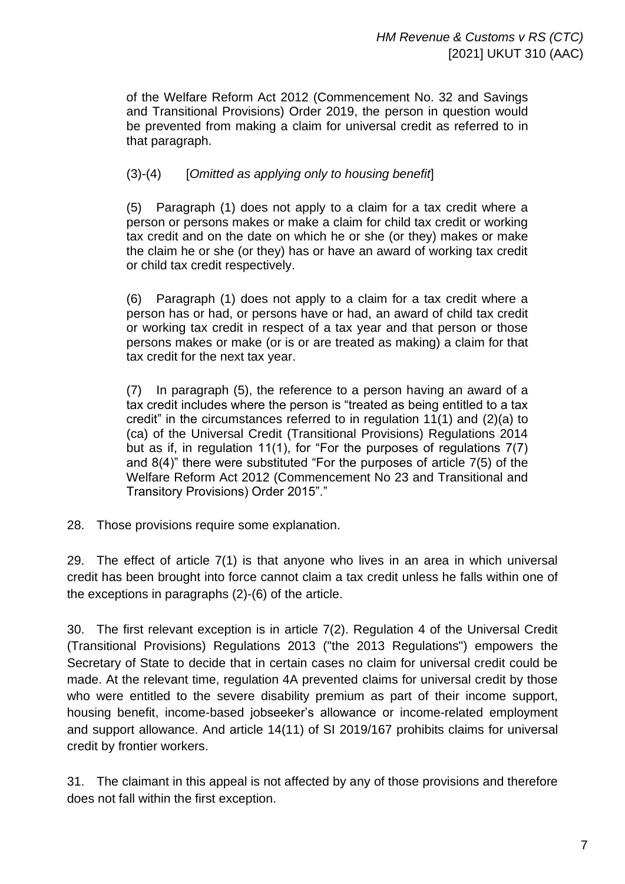> of the Welfare Reform Act 2012 (Commencement No. 32 and Savings and Transitional Provisions) Order 2019, the person in question would be prevented from making a claim for universal credit as referred to in that paragraph.
>
> (3)-(4) [*Omitted as applying only to housing benefit*]
>
> (5) Paragraph (1) does not apply to a claim for a tax credit where a person or persons makes or make a claim for child tax credit or working tax credit and on the date on which he or she (or they) makes or make the claim he or she (or they) has or have an award of working tax credit or child tax credit respectively.
>
> (6) Paragraph (1) does not apply to a claim for a tax credit where a person has or had, or persons have or had, an award of child tax credit or working tax credit in respect of a tax year and that person or those persons makes or make (or is or are treated as making) a claim for that tax credit for the next tax year.
>
> (7) In paragraph (5), the reference to a person having an award of a tax credit includes where the person is "treated as being entitled to a tax credit" in the circumstances referred to in regulation 11(1) and (2)(a) to (ca) of the Universal Credit (Transitional Provisions) Regulations 2014 but as if, in regulation 11(1), for "For the purposes of regulations 7(7) and 8(4)" there were substituted "For the purposes of article 7(5) of the Welfare Reform Act 2012 (Commencement No 23 and Transitional and Transitory Provisions) Order 2015"."

28. Those provisions require some explanation.

29. The effect of article 7(1) is that anyone who lives in an area in which universal credit has been brought into force cannot claim a tax credit unless he falls within one of the exceptions in paragraphs (2)-(6) of the article.

30. The first relevant exception is in article 7(2). Regulation 4 of the Universal Credit (Transitional Provisions) Regulations 2013 ("the 2013 Regulations") empowers the Secretary of State to decide that in certain cases no claim for universal credit could be made. At the relevant time, regulation 4A prevented claims for universal credit by those who were entitled to the severe disability premium as part of their income support, housing benefit, income-based jobseeker's allowance or income-related employment and support allowance. And article 14(11) of SI 2019/167 prohibits claims for universal credit by frontier workers.

31. The claimant in this appeal is not affected by any of those provisions and therefore does not fall within the first exception.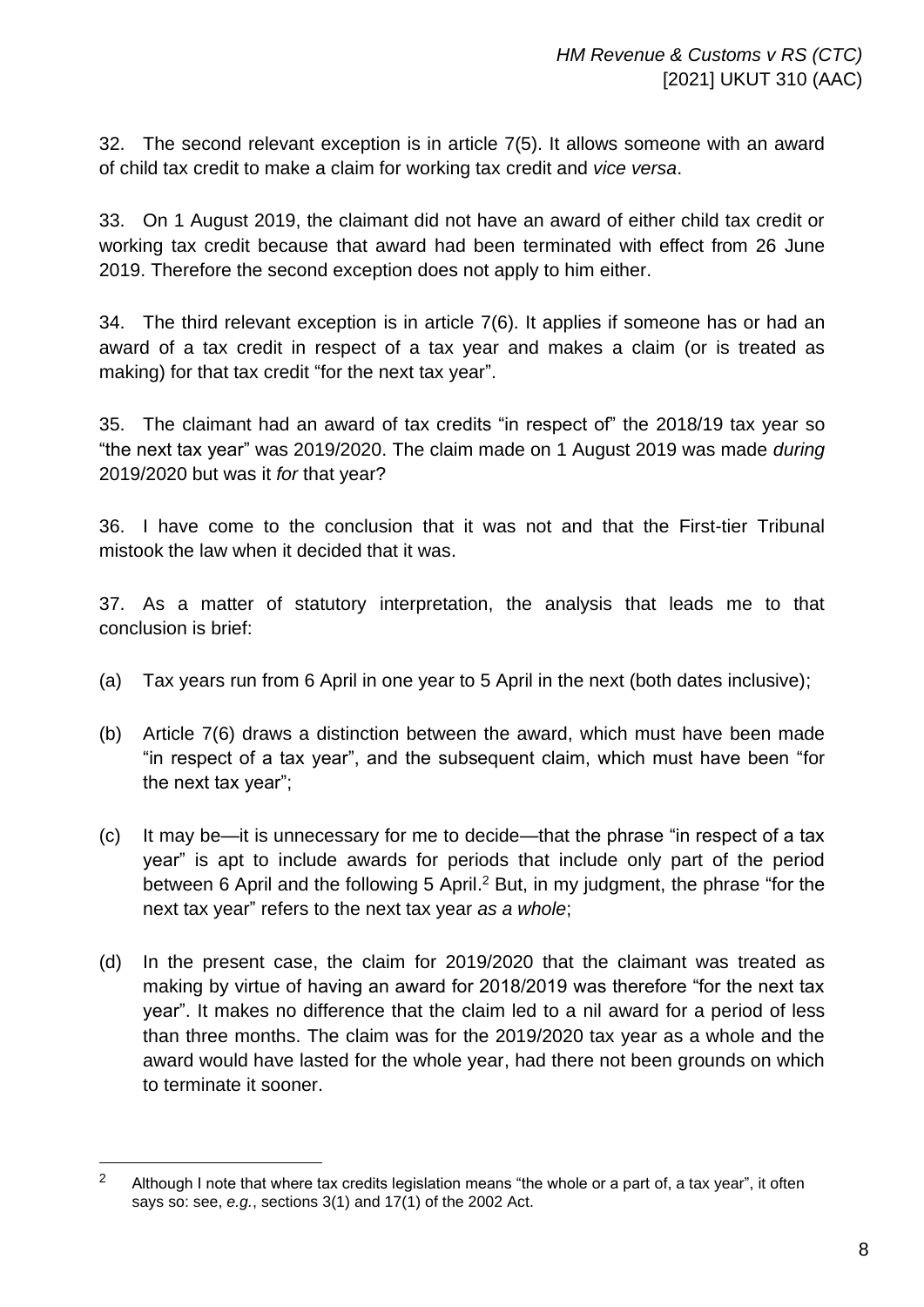32. The second relevant exception is in article 7(5). It allows someone with an award of child tax credit to make a claim for working tax credit and *vice versa*.

33. On 1 August 2019, the claimant did not have an award of either child tax credit or working tax credit because that award had been terminated with effect from 26 June 2019. Therefore the second exception does not apply to him either.

34. The third relevant exception is in article 7(6). It applies if someone has or had an award of a tax credit in respect of a tax year and makes a claim (or is treated as making) for that tax credit "for the next tax year".

35. The claimant had an award of tax credits "in respect of" the 2018/19 tax year so "the next tax year" was 2019/2020. The claim made on 1 August 2019 was made *during* 2019/2020 but was it *for* that year?

36. I have come to the conclusion that it was not and that the First-tier Tribunal mistook the law when it decided that it was.

37. As a matter of statutory interpretation, the analysis that leads me to that conclusion is brief:

(a) Tax years run from 6 April in one year to 5 April in the next (both dates inclusive);

(b) Article 7(6) draws a distinction between the award, which must have been made "in respect of a tax year", and the subsequent claim, which must have been "for the next tax year";

(c) It may be—it is unnecessary for me to decide—that the phrase "in respect of a tax year" is apt to include awards for periods that include only part of the period between 6 April and the following 5 April.[2] But, in my judgment, the phrase "for the next tax year" refers to the next tax year *as a whole*;

(d) In the present case, the claim for 2019/2020 that the claimant was treated as making by virtue of having an award for 2018/2019 was therefore "for the next tax year". It makes no difference that the claim led to a nil award for a period of less than three months. The claim was for the 2019/2020 tax year as a whole and the award would have lasted for the whole year, had there not been grounds on which to terminate it sooner.

---

[2] Although I note that where tax credits legislation means "the whole or a part of, a tax year", it often says so: see, *e.g.*, sections 3(1) and 17(1) of the 2002 Act.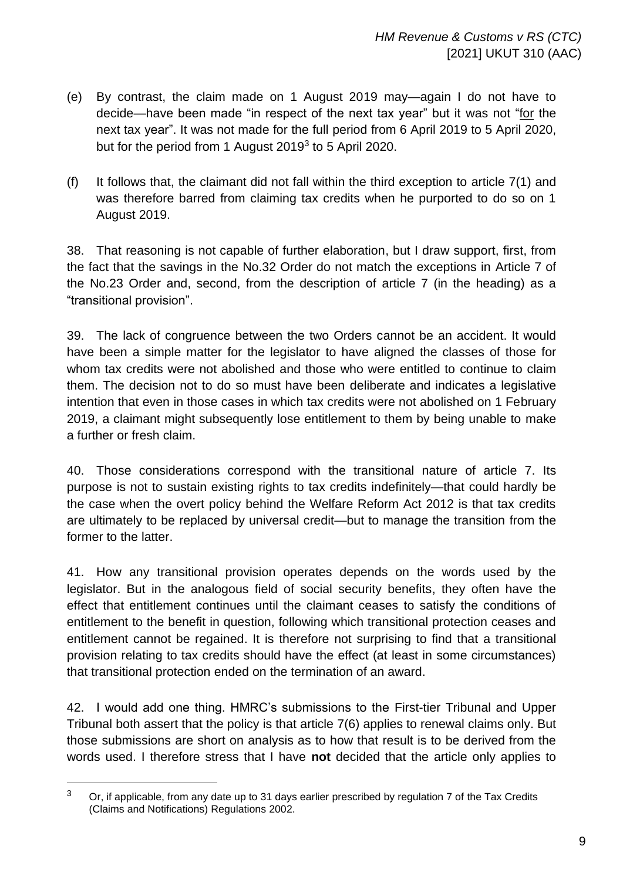(e) By contrast, the claim made on 1 August 2019 may—again I do not have to decide—have been made "in respect of the next tax year" but it was not "<u>for</u> the next tax year". It was not made for the full period from 6 April 2019 to 5 April 2020, but for the period from 1 August 2019[3] to 5 April 2020.

(f) It follows that, the claimant did not fall within the third exception to article 7(1) and was therefore barred from claiming tax credits when he purported to do so on 1 August 2019.

38. That reasoning is not capable of further elaboration, but I draw support, first, from the fact that the savings in the No.32 Order do not match the exceptions in Article 7 of the No.23 Order and, second, from the description of article 7 (in the heading) as a "transitional provision".

39. The lack of congruence between the two Orders cannot be an accident. It would have been a simple matter for the legislator to have aligned the classes of those for whom tax credits were not abolished and those who were entitled to continue to claim them. The decision not to do so must have been deliberate and indicates a legislative intention that even in those cases in which tax credits were not abolished on 1 February 2019, a claimant might subsequently lose entitlement to them by being unable to make a further or fresh claim.

40. Those considerations correspond with the transitional nature of article 7. Its purpose is not to sustain existing rights to tax credits indefinitely—that could hardly be the case when the overt policy behind the Welfare Reform Act 2012 is that tax credits are ultimately to be replaced by universal credit—but to manage the transition from the former to the latter.

41. How any transitional provision operates depends on the words used by the legislator. But in the analogous field of social security benefits, they often have the effect that entitlement continues until the claimant ceases to satisfy the conditions of entitlement to the benefit in question, following which transitional protection ceases and entitlement cannot be regained. It is therefore not surprising to find that a transitional provision relating to tax credits should have the effect (at least in some circumstances) that transitional protection ended on the termination of an award.

42. I would add one thing. HMRC's submissions to the First-tier Tribunal and Upper Tribunal both assert that the policy is that article 7(6) applies to renewal claims only. But those submissions are short on analysis as to how that result is to be derived from the words used. I therefore stress that I have **not** decided that the article only applies to

[3] Or, if applicable, from any date up to 31 days earlier prescribed by regulation 7 of the Tax Credits (Claims and Notifications) Regulations 2002.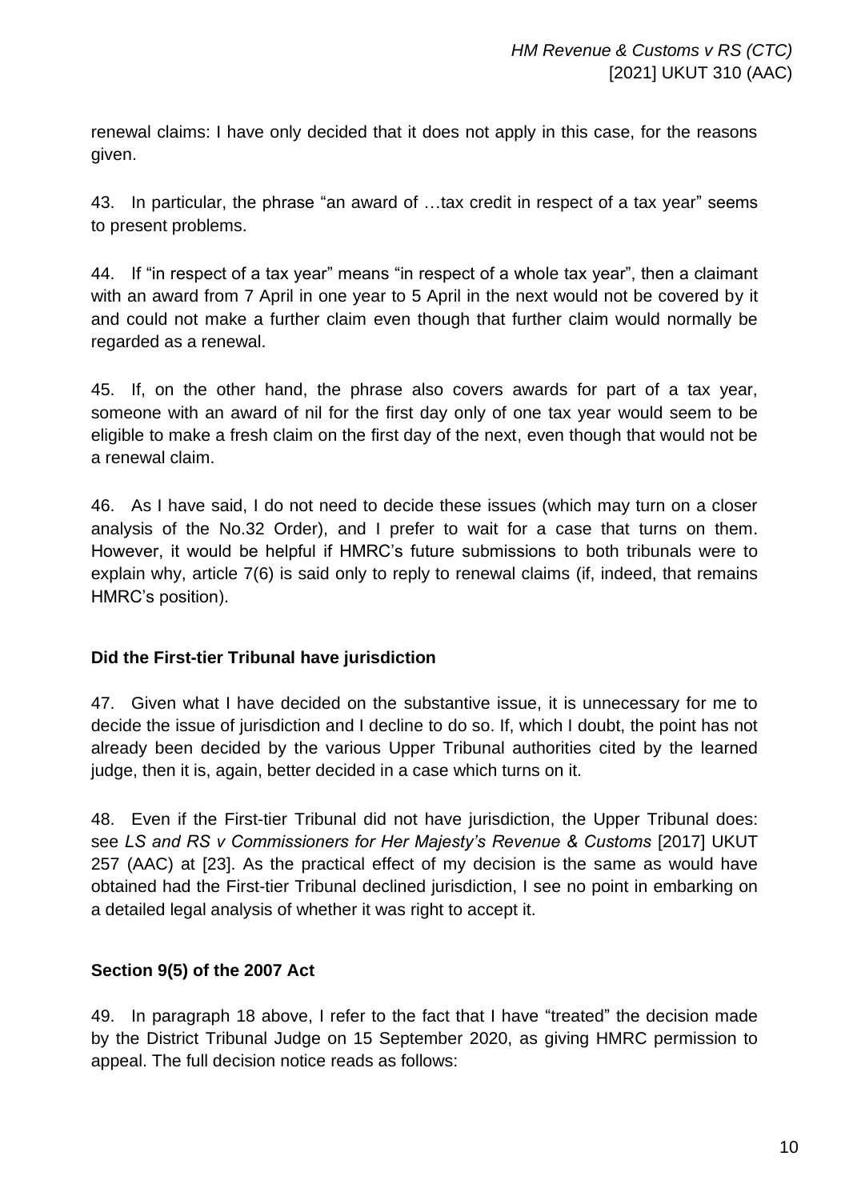renewal claims: I have only decided that it does not apply in this case, for the reasons given.

43. In particular, the phrase "an award of …tax credit in respect of a tax year" seems to present problems.

44. If "in respect of a tax year" means "in respect of a whole tax year", then a claimant with an award from 7 April in one year to 5 April in the next would not be covered by it and could not make a further claim even though that further claim would normally be regarded as a renewal.

45. If, on the other hand, the phrase also covers awards for part of a tax year, someone with an award of nil for the first day only of one tax year would seem to be eligible to make a fresh claim on the first day of the next, even though that would not be a renewal claim.

46. As I have said, I do not need to decide these issues (which may turn on a closer analysis of the No.32 Order), and I prefer to wait for a case that turns on them. However, it would be helpful if HMRC's future submissions to both tribunals were to explain why, article 7(6) is said only to reply to renewal claims (if, indeed, that remains HMRC's position).

## Did the First-tier Tribunal have jurisdiction

47. Given what I have decided on the substantive issue, it is unnecessary for me to decide the issue of jurisdiction and I decline to do so. If, which I doubt, the point has not already been decided by the various Upper Tribunal authorities cited by the learned judge, then it is, again, better decided in a case which turns on it.

48. Even if the First-tier Tribunal did not have jurisdiction, the Upper Tribunal does: see *LS and RS v Commissioners for Her Majesty's Revenue & Customs* [2017] UKUT 257 (AAC) at [23]. As the practical effect of my decision is the same as would have obtained had the First-tier Tribunal declined jurisdiction, I see no point in embarking on a detailed legal analysis of whether it was right to accept it.

## Section 9(5) of the 2007 Act

49. In paragraph 18 above, I refer to the fact that I have "treated" the decision made by the District Tribunal Judge on 15 September 2020, as giving HMRC permission to appeal. The full decision notice reads as follows: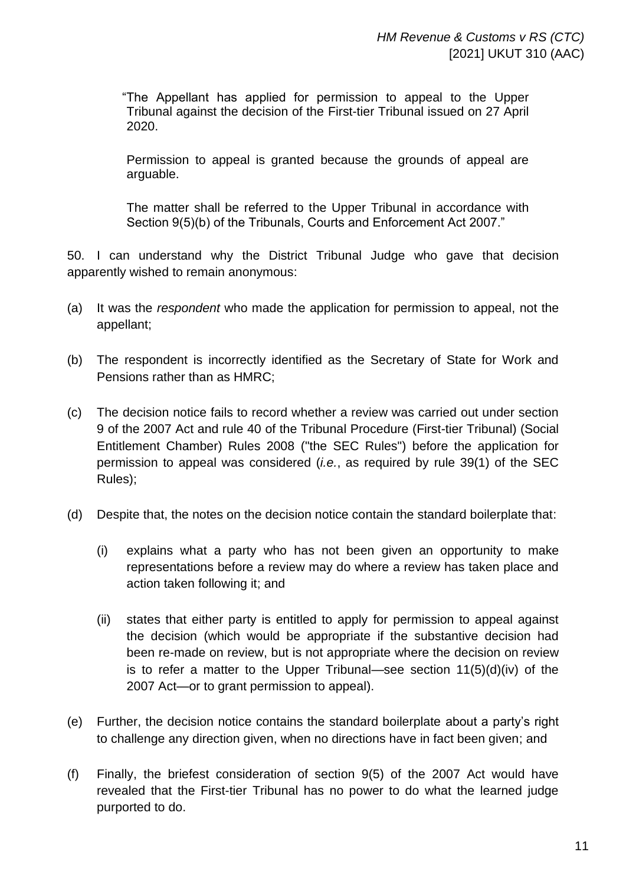> "The Appellant has applied for permission to appeal to the Upper Tribunal against the decision of the First-tier Tribunal issued on 27 April 2020.
>
> Permission to appeal is granted because the grounds of appeal are arguable.
>
> The matter shall be referred to the Upper Tribunal in accordance with Section 9(5)(b) of the Tribunals, Courts and Enforcement Act 2007."

50. I can understand why the District Tribunal Judge who gave that decision apparently wished to remain anonymous:

(a) It was the *respondent* who made the application for permission to appeal, not the appellant;

(b) The respondent is incorrectly identified as the Secretary of State for Work and Pensions rather than as HMRC;

(c) The decision notice fails to record whether a review was carried out under section 9 of the 2007 Act and rule 40 of the Tribunal Procedure (First-tier Tribunal) (Social Entitlement Chamber) Rules 2008 ("the SEC Rules") before the application for permission to appeal was considered (*i.e.*, as required by rule 39(1) of the SEC Rules);

(d) Despite that, the notes on the decision notice contain the standard boilerplate that:

    (i) explains what a party who has not been given an opportunity to make representations before a review may do where a review has taken place and action taken following it; and

    (ii) states that either party is entitled to apply for permission to appeal against the decision (which would be appropriate if the substantive decision had been re-made on review, but is not appropriate where the decision on review is to refer a matter to the Upper Tribunal—see section 11(5)(d)(iv) of the 2007 Act—or to grant permission to appeal).

(e) Further, the decision notice contains the standard boilerplate about a party's right to challenge any direction given, when no directions have in fact been given; and

(f) Finally, the briefest consideration of section 9(5) of the 2007 Act would have revealed that the First-tier Tribunal has no power to do what the learned judge purported to do.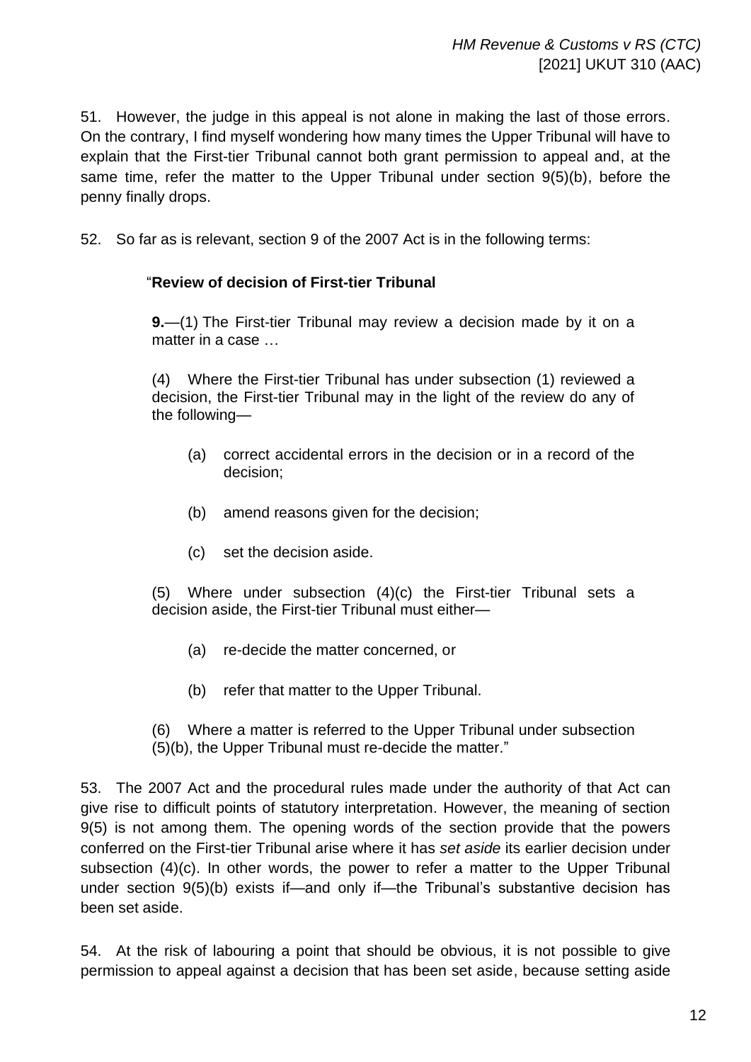51. However, the judge in this appeal is not alone in making the last of those errors. On the contrary, I find myself wondering how many times the Upper Tribunal will have to explain that the First-tier Tribunal cannot both grant permission to appeal and, at the same time, refer the matter to the Upper Tribunal under section 9(5)(b), before the penny finally drops.

52. So far as is relevant, section 9 of the 2007 Act is in the following terms:

> "**Review of decision of First-tier Tribunal**
>
> **9.**—(1) The First-tier Tribunal may review a decision made by it on a matter in a case …
>
> (4) Where the First-tier Tribunal has under subsection (1) reviewed a decision, the First-tier Tribunal may in the light of the review do any of the following—
>
> (a) correct accidental errors in the decision or in a record of the decision;
>
> (b) amend reasons given for the decision;
>
> (c) set the decision aside.
>
> (5) Where under subsection (4)(c) the First-tier Tribunal sets a decision aside, the First-tier Tribunal must either—
>
> (a) re-decide the matter concerned, or
>
> (b) refer that matter to the Upper Tribunal.
>
> (6) Where a matter is referred to the Upper Tribunal under subsection (5)(b), the Upper Tribunal must re-decide the matter."

53. The 2007 Act and the procedural rules made under the authority of that Act can give rise to difficult points of statutory interpretation. However, the meaning of section 9(5) is not among them. The opening words of the section provide that the powers conferred on the First-tier Tribunal arise where it has *set aside* its earlier decision under subsection (4)(c). In other words, the power to refer a matter to the Upper Tribunal under section 9(5)(b) exists if—and only if—the Tribunal's substantive decision has been set aside.

54. At the risk of labouring a point that should be obvious, it is not possible to give permission to appeal against a decision that has been set aside, because setting aside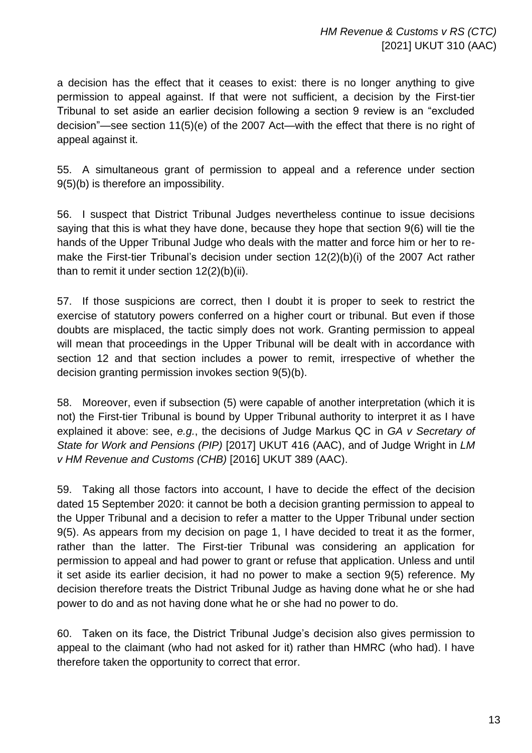a decision has the effect that it ceases to exist: there is no longer anything to give permission to appeal against. If that were not sufficient, a decision by the First-tier Tribunal to set aside an earlier decision following a section 9 review is an "excluded decision"—see section 11(5)(e) of the 2007 Act—with the effect that there is no right of appeal against it.

55. A simultaneous grant of permission to appeal and a reference under section 9(5)(b) is therefore an impossibility.

56. I suspect that District Tribunal Judges nevertheless continue to issue decisions saying that this is what they have done, because they hope that section 9(6) will tie the hands of the Upper Tribunal Judge who deals with the matter and force him or her to re-make the First-tier Tribunal's decision under section 12(2)(b)(i) of the 2007 Act rather than to remit it under section 12(2)(b)(ii).

57. If those suspicions are correct, then I doubt it is proper to seek to restrict the exercise of statutory powers conferred on a higher court or tribunal. But even if those doubts are misplaced, the tactic simply does not work. Granting permission to appeal will mean that proceedings in the Upper Tribunal will be dealt with in accordance with section 12 and that section includes a power to remit, irrespective of whether the decision granting permission invokes section 9(5)(b).

58. Moreover, even if subsection (5) were capable of another interpretation (which it is not) the First-tier Tribunal is bound by Upper Tribunal authority to interpret it as I have explained it above: see, *e.g.*, the decisions of Judge Markus QC in *GA v Secretary of State for Work and Pensions (PIP)* [2017] UKUT 416 (AAC), and of Judge Wright in *LM v HM Revenue and Customs (CHB)* [2016] UKUT 389 (AAC).

59. Taking all those factors into account, I have to decide the effect of the decision dated 15 September 2020: it cannot be both a decision granting permission to appeal to the Upper Tribunal and a decision to refer a matter to the Upper Tribunal under section 9(5). As appears from my decision on page 1, I have decided to treat it as the former, rather than the latter. The First-tier Tribunal was considering an application for permission to appeal and had power to grant or refuse that application. Unless and until it set aside its earlier decision, it had no power to make a section 9(5) reference. My decision therefore treats the District Tribunal Judge as having done what he or she had power to do and as not having done what he or she had no power to do.

60. Taken on its face, the District Tribunal Judge's decision also gives permission to appeal to the claimant (who had not asked for it) rather than HMRC (who had). I have therefore taken the opportunity to correct that error.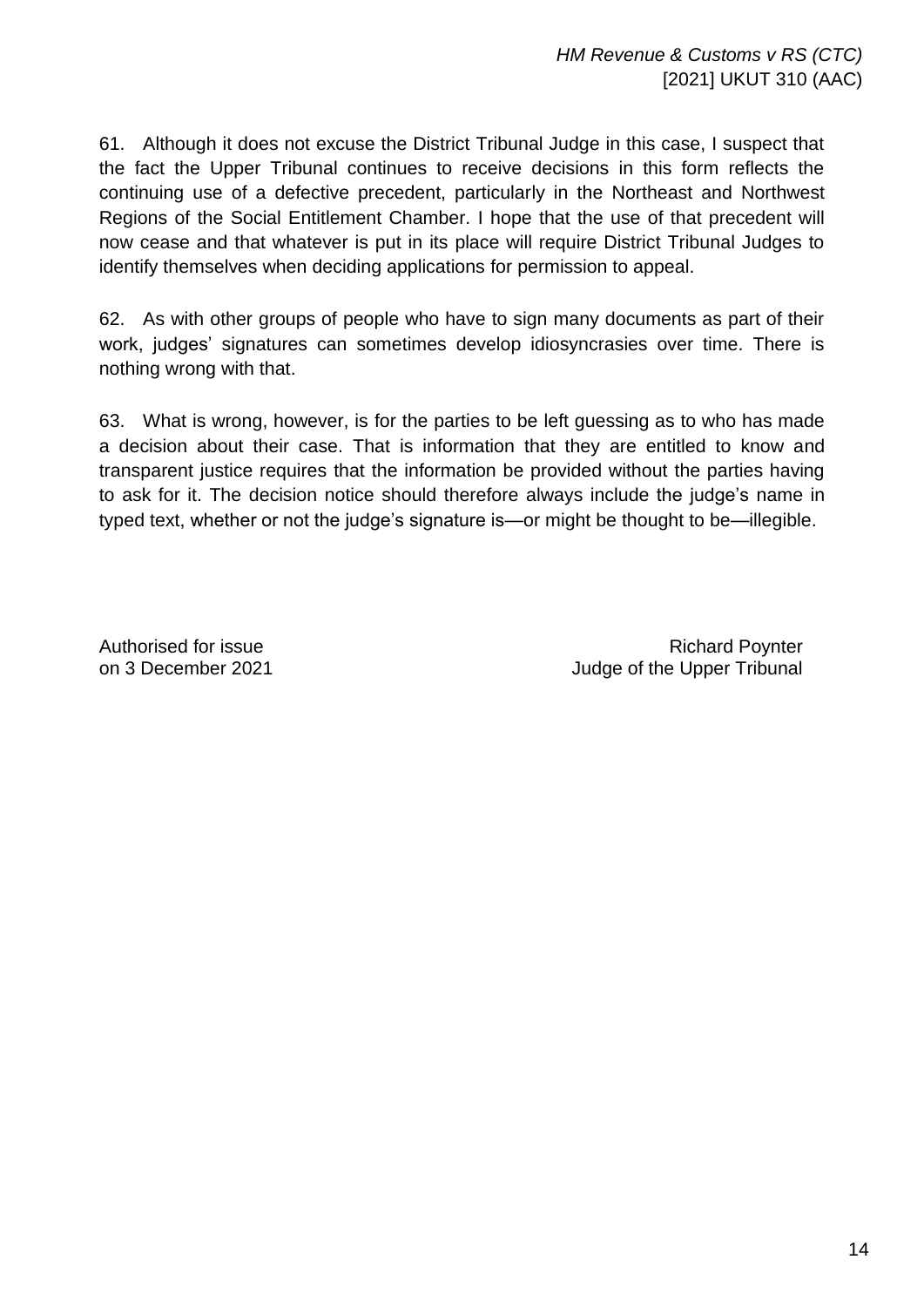61. Although it does not excuse the District Tribunal Judge in this case, I suspect that the fact the Upper Tribunal continues to receive decisions in this form reflects the continuing use of a defective precedent, particularly in the Northeast and Northwest Regions of the Social Entitlement Chamber. I hope that the use of that precedent will now cease and that whatever is put in its place will require District Tribunal Judges to identify themselves when deciding applications for permission to appeal.

62. As with other groups of people who have to sign many documents as part of their work, judges' signatures can sometimes develop idiosyncrasies over time. There is nothing wrong with that.

63. What is wrong, however, is for the parties to be left guessing as to who has made a decision about their case. That is information that they are entitled to know and transparent justice requires that the information be provided without the parties having to ask for it. The decision notice should therefore always include the judge's name in typed text, whether or not the judge's signature is—or might be thought to be—illegible.

Authorised for issue
on 3 December 2021

Richard Poynter
Judge of the Upper Tribunal